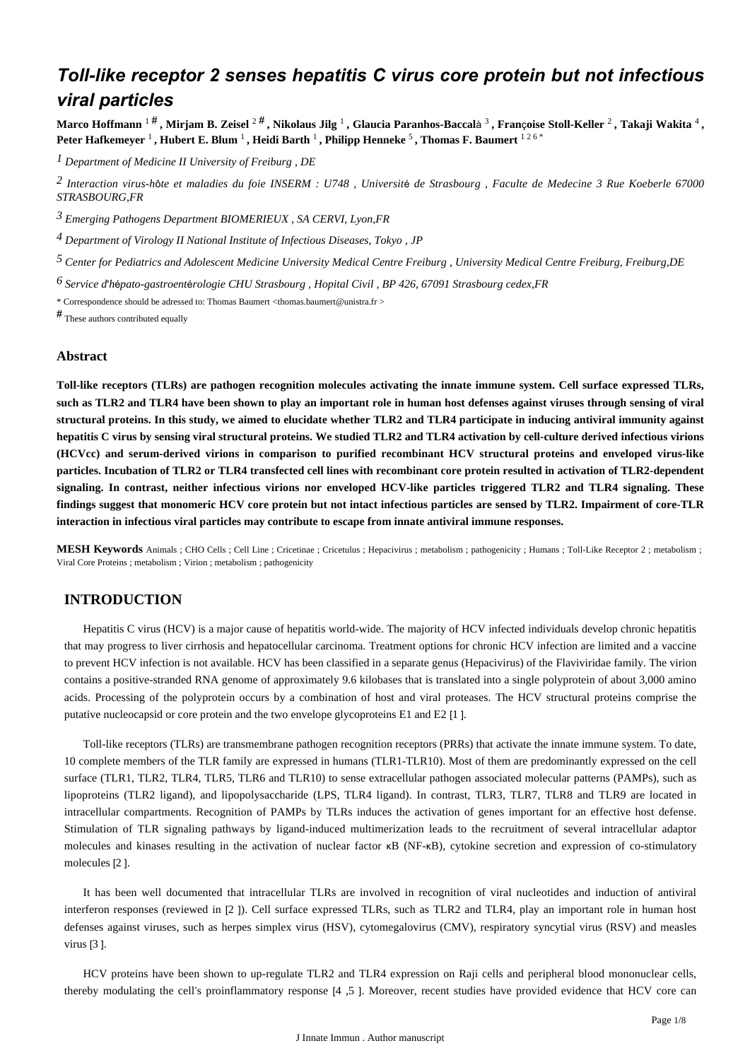# Toll-like receptor 2 senses hepatitis C virus core protein but not infectious viral particles

**Marco Hoffmann** [1 #] **, Mirjam B. Zeisel** [2 #] **, Nikolaus Jilg** [1] **, Glaucia Paranhos-Baccalà** [3] **, Françoise Stoll-Keller** [2] **, Takaji Wakita** [4] **, Peter Hafkemeyer** [1] **, Hubert E. Blum** [1] **, Heidi Barth** [1] **, Philipp Henneke** [5] **, Thomas F. Baumert** [1 2 6 *]

[1] Department of Medicine II University of Freiburg , DE

[2] Interaction virus-hôte et maladies du foie INSERM : U748 , Université de Strasbourg , Faculte de Medecine 3 Rue Koeberle 67000 STRASBOURG,FR

[3] Emerging Pathogens Department BIOMERIEUX , SA CERVI, Lyon,FR

[4] Department of Virology II National Institute of Infectious Diseases, Tokyo , JP

[5] Center for Pediatrics and Adolescent Medicine University Medical Centre Freiburg , University Medical Centre Freiburg, Freiburg,DE

[6] Service d'hépato-gastroentérologie CHU Strasbourg , Hopital Civil , BP 426, 67091 Strasbourg cedex,FR

* Correspondence should be adressed to: Thomas Baumert <thomas.baumert@unistra.fr >

# These authors contributed equally

### Abstract

**Toll-like receptors (TLRs) are pathogen recognition molecules activating the innate immune system. Cell surface expressed TLRs, such as TLR2 and TLR4 have been shown to play an important role in human host defenses against viruses through sensing of viral structural proteins. In this study, we aimed to elucidate whether TLR2 and TLR4 participate in inducing antiviral immunity against hepatitis C virus by sensing viral structural proteins. We studied TLR2 and TLR4 activation by cell-culture derived infectious virions (HCVcc) and serum-derived virions in comparison to purified recombinant HCV structural proteins and enveloped virus-like particles. Incubation of TLR2 or TLR4 transfected cell lines with recombinant core protein resulted in activation of TLR2-dependent signaling. In contrast, neither infectious virions nor enveloped HCV-like particles triggered TLR2 and TLR4 signaling. These findings suggest that monomeric HCV core protein but not intact infectious particles are sensed by TLR2. Impairment of core-TLR interaction in infectious viral particles may contribute to escape from innate antiviral immune responses.**

**MESH Keywords** Animals ; CHO Cells ; Cell Line ; Cricetinae ; Cricetulus ; Hepacivirus ; metabolism ; pathogenicity ; Humans ; Toll-Like Receptor 2 ; metabolism ; Viral Core Proteins ; metabolism ; Virion ; metabolism ; pathogenicity

## INTRODUCTION

Hepatitis C virus (HCV) is a major cause of hepatitis world-wide. The majority of HCV infected individuals develop chronic hepatitis that may progress to liver cirrhosis and hepatocellular carcinoma. Treatment options for chronic HCV infection are limited and a vaccine to prevent HCV infection is not available. HCV has been classified in a separate genus (Hepacivirus) of the Flaviviridae family. The virion contains a positive-stranded RNA genome of approximately 9.6 kilobases that is translated into a single polyprotein of about 3,000 amino acids. Processing of the polyprotein occurs by a combination of host and viral proteases. The HCV structural proteins comprise the putative nucleocapsid or core protein and the two envelope glycoproteins E1 and E2 [1 ].

Toll-like receptors (TLRs) are transmembrane pathogen recognition receptors (PRRs) that activate the innate immune system. To date, 10 complete members of the TLR family are expressed in humans (TLR1-TLR10). Most of them are predominantly expressed on the cell surface (TLR1, TLR2, TLR4, TLR5, TLR6 and TLR10) to sense extracellular pathogen associated molecular patterns (PAMPs), such as lipoproteins (TLR2 ligand), and lipopolysaccharide (LPS, TLR4 ligand). In contrast, TLR3, TLR7, TLR8 and TLR9 are located in intracellular compartments. Recognition of PAMPs by TLRs induces the activation of genes important for an effective host defense. Stimulation of TLR signaling pathways by ligand-induced multimerization leads to the recruitment of several intracellular adaptor molecules and kinases resulting in the activation of nuclear factor κB (NF-κB), cytokine secretion and expression of co-stimulatory molecules [2 ].

It has been well documented that intracellular TLRs are involved in recognition of viral nucleotides and induction of antiviral interferon responses (reviewed in [2 ]). Cell surface expressed TLRs, such as TLR2 and TLR4, play an important role in human host defenses against viruses, such as herpes simplex virus (HSV), cytomegalovirus (CMV), respiratory syncytial virus (RSV) and measles virus [3 ].

HCV proteins have been shown to up-regulate TLR2 and TLR4 expression on Raji cells and peripheral blood mononuclear cells, thereby modulating the cell's proinflammatory response [4 ,5 ]. Moreover, recent studies have provided evidence that HCV core can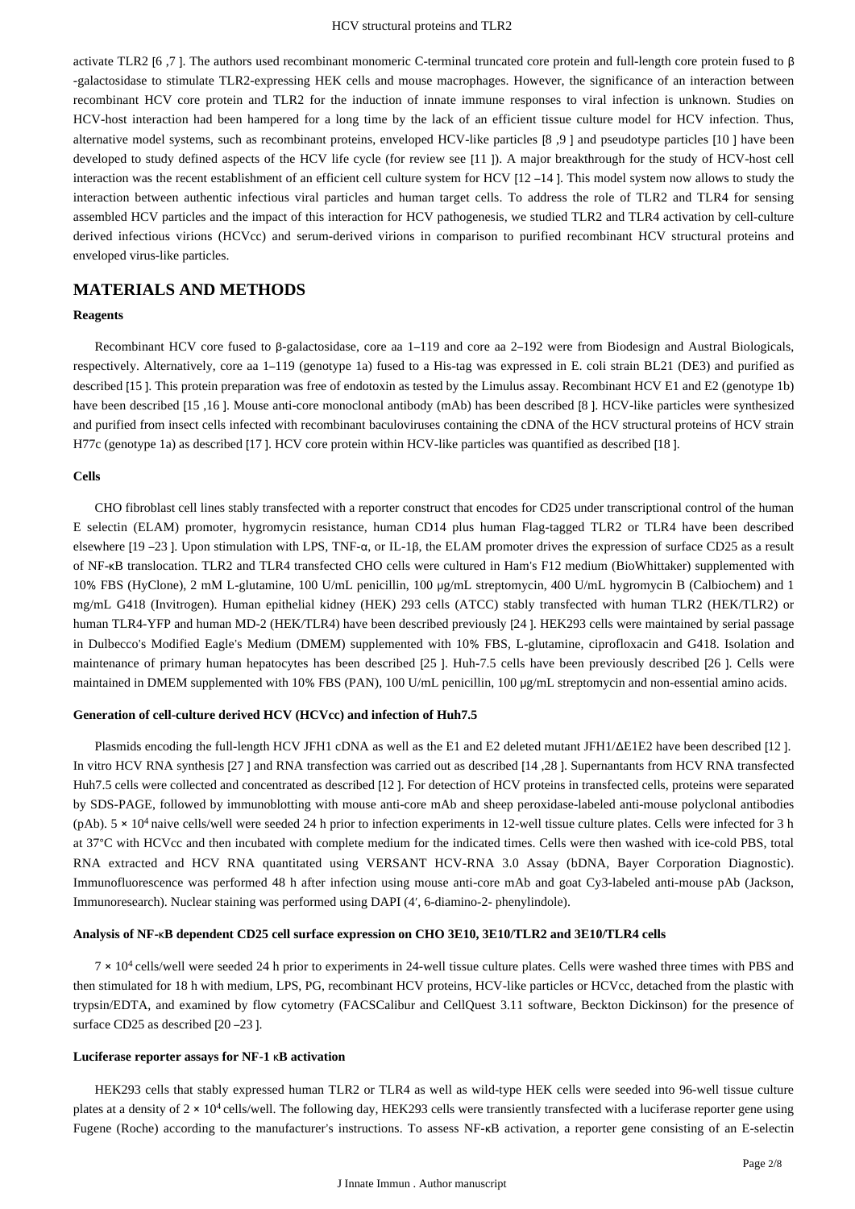activate TLR2 [6 ,7 ]. The authors used recombinant monomeric C-terminal truncated core protein and full-length core protein fused to β-galactosidase to stimulate TLR2-expressing HEK cells and mouse macrophages. However, the significance of an interaction between recombinant HCV core protein and TLR2 for the induction of innate immune responses to viral infection is unknown. Studies on HCV-host interaction had been hampered for a long time by the lack of an efficient tissue culture model for HCV infection. Thus, alternative model systems, such as recombinant proteins, enveloped HCV-like particles [8 ,9 ] and pseudotype particles [10 ] have been developed to study defined aspects of the HCV life cycle (for review see [11 ]). A major breakthrough for the study of HCV-host cell interaction was the recent establishment of an efficient cell culture system for HCV [12 –14 ]. This model system now allows to study the interaction between authentic infectious viral particles and human target cells. To address the role of TLR2 and TLR4 for sensing assembled HCV particles and the impact of this interaction for HCV pathogenesis, we studied TLR2 and TLR4 activation by cell-culture derived infectious virions (HCVcc) and serum-derived virions in comparison to purified recombinant HCV structural proteins and enveloped virus-like particles.

## MATERIALS AND METHODS

### Reagents

Recombinant HCV core fused to β-galactosidase, core aa 1–119 and core aa 2–192 were from Biodesign and Austral Biologicals, respectively. Alternatively, core aa 1–119 (genotype 1a) fused to a His-tag was expressed in E. coli strain BL21 (DE3) and purified as described [15 ]. This protein preparation was free of endotoxin as tested by the Limulus assay. Recombinant HCV E1 and E2 (genotype 1b) have been described [15 ,16 ]. Mouse anti-core monoclonal antibody (mAb) has been described [8 ]. HCV-like particles were synthesized and purified from insect cells infected with recombinant baculoviruses containing the cDNA of the HCV structural proteins of HCV strain H77c (genotype 1a) as described [17 ]. HCV core protein within HCV-like particles was quantified as described [18 ].

### Cells

CHO fibroblast cell lines stably transfected with a reporter construct that encodes for CD25 under transcriptional control of the human E selectin (ELAM) promoter, hygromycin resistance, human CD14 plus human Flag-tagged TLR2 or TLR4 have been described elsewhere [19 –23 ]. Upon stimulation with LPS, TNF-α, or IL-1β, the ELAM promoter drives the expression of surface CD25 as a result of NF-κB translocation. TLR2 and TLR4 transfected CHO cells were cultured in Ham's F12 medium (BioWhittaker) supplemented with 10% FBS (HyClone), 2 mM L-glutamine, 100 U/mL penicillin, 100 μg/mL streptomycin, 400 U/mL hygromycin B (Calbiochem) and 1 mg/mL G418 (Invitrogen). Human epithelial kidney (HEK) 293 cells (ATCC) stably transfected with human TLR2 (HEK/TLR2) or human TLR4-YFP and human MD-2 (HEK/TLR4) have been described previously [24 ]. HEK293 cells were maintained by serial passage in Dulbecco's Modified Eagle's Medium (DMEM) supplemented with 10% FBS, L-glutamine, ciprofloxacin and G418. Isolation and maintenance of primary human hepatocytes has been described [25 ]. Huh-7.5 cells have been previously described [26 ]. Cells were maintained in DMEM supplemented with 10% FBS (PAN), 100 U/mL penicillin, 100 μg/mL streptomycin and non-essential amino acids.

### Generation of cell-culture derived HCV (HCVcc) and infection of Huh7.5

Plasmids encoding the full-length HCV JFH1 cDNA as well as the E1 and E2 deleted mutant JFH1/ΔE1E2 have been described [12 ]. In vitro HCV RNA synthesis [27 ] and RNA transfection was carried out as described [14 ,28 ]. Supernatants from HCV RNA transfected Huh7.5 cells were collected and concentrated as described [12 ]. For detection of HCV proteins in transfected cells, proteins were separated by SDS-PAGE, followed by immunoblotting with mouse anti-core mAb and sheep peroxidase-labeled anti-mouse polyclonal antibodies (pAb). $5 \times 10^4$ naive cells/well were seeded 24 h prior to infection experiments in 12-well tissue culture plates. Cells were infected for 3 h at 37°C with HCVcc and then incubated with complete medium for the indicated times. Cells were then washed with ice-cold PBS, total RNA extracted and HCV RNA quantitated using VERSANT HCV-RNA 3.0 Assay (bDNA, Bayer Corporation Diagnostic). Immunofluorescence was performed 48 h after infection using mouse anti-core mAb and goat Cy3-labeled anti-mouse pAb (Jackson, Immunoresearch). Nuclear staining was performed using DAPI (4′, 6-diamino-2- phenylindole).

### Analysis of NF-κB dependent CD25 cell surface expression on CHO 3E10, 3E10/TLR2 and 3E10/TLR4 cells

$7 \times 10^4$ cells/well were seeded 24 h prior to experiments in 24-well tissue culture plates. Cells were washed three times with PBS and then stimulated for 18 h with medium, LPS, PG, recombinant HCV proteins, HCV-like particles or HCVcc, detached from the plastic with trypsin/EDTA, and examined by flow cytometry (FACSCalibur and CellQuest 3.11 software, Beckton Dickinson) for the presence of surface CD25 as described [20 –23 ].

### Luciferase reporter assays for NF-1 κB activation

HEK293 cells that stably expressed human TLR2 or TLR4 as well as wild-type HEK cells were seeded into 96-well tissue culture plates at a density of $2 \times 10^4$ cells/well. The following day, HEK293 cells were transiently transfected with a luciferase reporter gene using Fugene (Roche) according to the manufacturer's instructions. To assess NF-κB activation, a reporter gene consisting of an E-selectin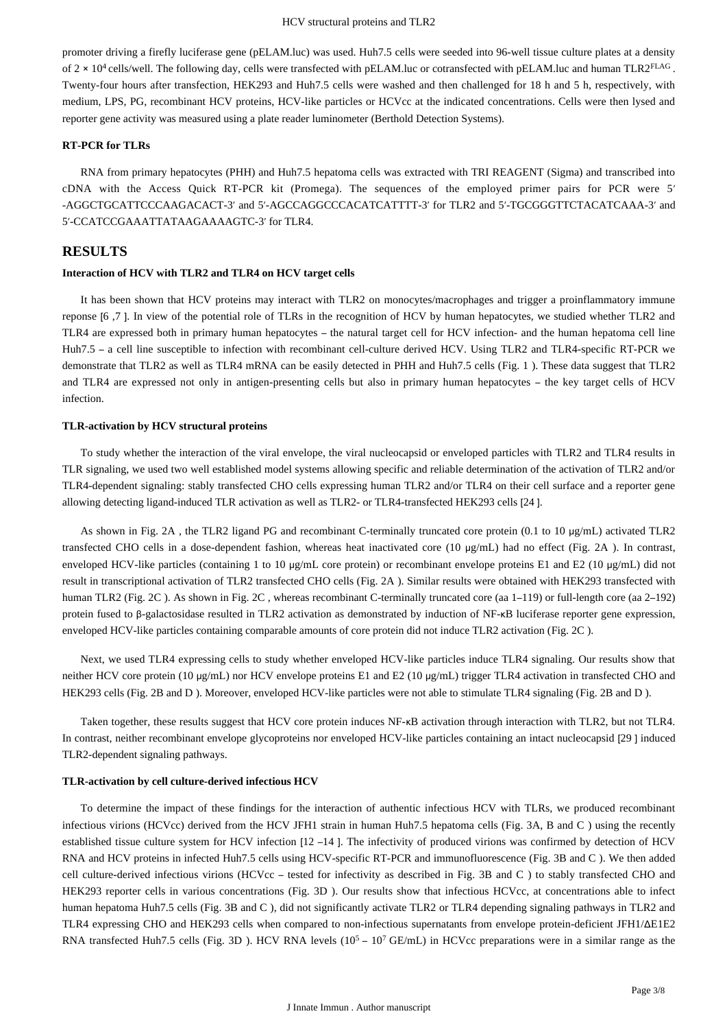promoter driving a firefly luciferase gene (pELAM.luc) was used. Huh7.5 cells were seeded into 96-well tissue culture plates at a density of $2 \times 10^4$ cells/well. The following day, cells were transfected with pELAM.luc or cotransfected with pELAM.luc and human $TLR2^{FLAG}$. Twenty-four hours after transfection, HEK293 and Huh7.5 cells were washed and then challenged for 18 h and 5 h, respectively, with medium, LPS, PG, recombinant HCV proteins, HCV-like particles or HCVcc at the indicated concentrations. Cells were then lysed and reporter gene activity was measured using a plate reader luminometer (Berthold Detection Systems).

### RT-PCR for TLRs

RNA from primary hepatocytes (PHH) and Huh7.5 hepatoma cells was extracted with TRI REAGENT (Sigma) and transcribed into cDNA with the Access Quick RT-PCR kit (Promega). The sequences of the employed primer pairs for PCR were 5′-AGGCTGCATTCCCAAGACACT-3′ and 5′-AGCCAGGCCCACATCATTTT-3′ for TLR2 and 5′-TGCGGGTTCTACATCAAA-3′ and 5′-CCATCCGAAATTATAAGAAAAGTC-3′ for TLR4.

## RESULTS

### Interaction of HCV with TLR2 and TLR4 on HCV target cells

It has been shown that HCV proteins may interact with TLR2 on monocytes/macrophages and trigger a proinflammatory immune reponse [6 ,7 ]. In view of the potential role of TLRs in the recognition of HCV by human hepatocytes, we studied whether TLR2 and TLR4 are expressed both in primary human hepatocytes – the natural target cell for HCV infection- and the human hepatoma cell line Huh7.5 – a cell line susceptible to infection with recombinant cell-culture derived HCV. Using TLR2 and TLR4-specific RT-PCR we demonstrate that TLR2 as well as TLR4 mRNA can be easily detected in PHH and Huh7.5 cells (Fig. 1 ). These data suggest that TLR2 and TLR4 are expressed not only in antigen-presenting cells but also in primary human hepatocytes – the key target cells of HCV infection.

### TLR-activation by HCV structural proteins

To study whether the interaction of the viral envelope, the viral nucleocapsid or enveloped particles with TLR2 and TLR4 results in TLR signaling, we used two well established model systems allowing specific and reliable determination of the activation of TLR2 and/or TLR4-dependent signaling: stably transfected CHO cells expressing human TLR2 and/or TLR4 on their cell surface and a reporter gene allowing detecting ligand-induced TLR activation as well as TLR2- or TLR4-transfected HEK293 cells [24 ].

As shown in Fig. 2A , the TLR2 ligand PG and recombinant C-terminally truncated core protein (0.1 to 10 μg/mL) activated TLR2 transfected CHO cells in a dose-dependent fashion, whereas heat inactivated core (10 μg/mL) had no effect (Fig. 2A ). In contrast, enveloped HCV-like particles (containing 1 to 10 μg/mL core protein) or recombinant envelope proteins E1 and E2 (10 μg/mL) did not result in transcriptional activation of TLR2 transfected CHO cells (Fig. 2A ). Similar results were obtained with HEK293 transfected with human TLR2 (Fig. 2C ). As shown in Fig. 2C , whereas recombinant C-terminally truncated core (aa 1–119) or full-length core (aa 2–192) protein fused to β-galactosidase resulted in TLR2 activation as demonstrated by induction of NF-κB luciferase reporter gene expression, enveloped HCV-like particles containing comparable amounts of core protein did not induce TLR2 activation (Fig. 2C ).

Next, we used TLR4 expressing cells to study whether enveloped HCV-like particles induce TLR4 signaling. Our results show that neither HCV core protein (10 μg/mL) nor HCV envelope proteins E1 and E2 (10 μg/mL) trigger TLR4 activation in transfected CHO and HEK293 cells (Fig. 2B and D ). Moreover, enveloped HCV-like particles were not able to stimulate TLR4 signaling (Fig. 2B and D ).

Taken together, these results suggest that HCV core protein induces NF-κB activation through interaction with TLR2, but not TLR4. In contrast, neither recombinant envelope glycoproteins nor enveloped HCV-like particles containing an intact nucleocapsid [29 ] induced TLR2-dependent signaling pathways.

### TLR-activation by cell culture-derived infectious HCV

To determine the impact of these findings for the interaction of authentic infectious HCV with TLRs, we produced recombinant infectious virions (HCVcc) derived from the HCV JFH1 strain in human Huh7.5 hepatoma cells (Fig. 3A, B and C ) using the recently established tissue culture system for HCV infection [12 –14 ]. The infectivity of produced virions was confirmed by detection of HCV RNA and HCV proteins in infected Huh7.5 cells using HCV-specific RT-PCR and immunofluorescence (Fig. 3B and C ). We then added cell culture-derived infectious virions (HCVcc – tested for infectivity as described in Fig. 3B and C ) to stably transfected CHO and HEK293 reporter cells in various concentrations (Fig. 3D ). Our results show that infectious HCVcc, at concentrations able to infect human hepatoma Huh7.5 cells (Fig. 3B and C ), did not significantly activate TLR2 or TLR4 depending signaling pathways in TLR2 and TLR4 expressing CHO and HEK293 cells when compared to non-infectious supernatants from envelope protein-deficient JFH1/ΔE1E2 RNA transfected Huh7.5 cells (Fig. 3D ). HCV RNA levels ($10^5$ – $10^7$ GE/mL) in HCVcc preparations were in a similar range as the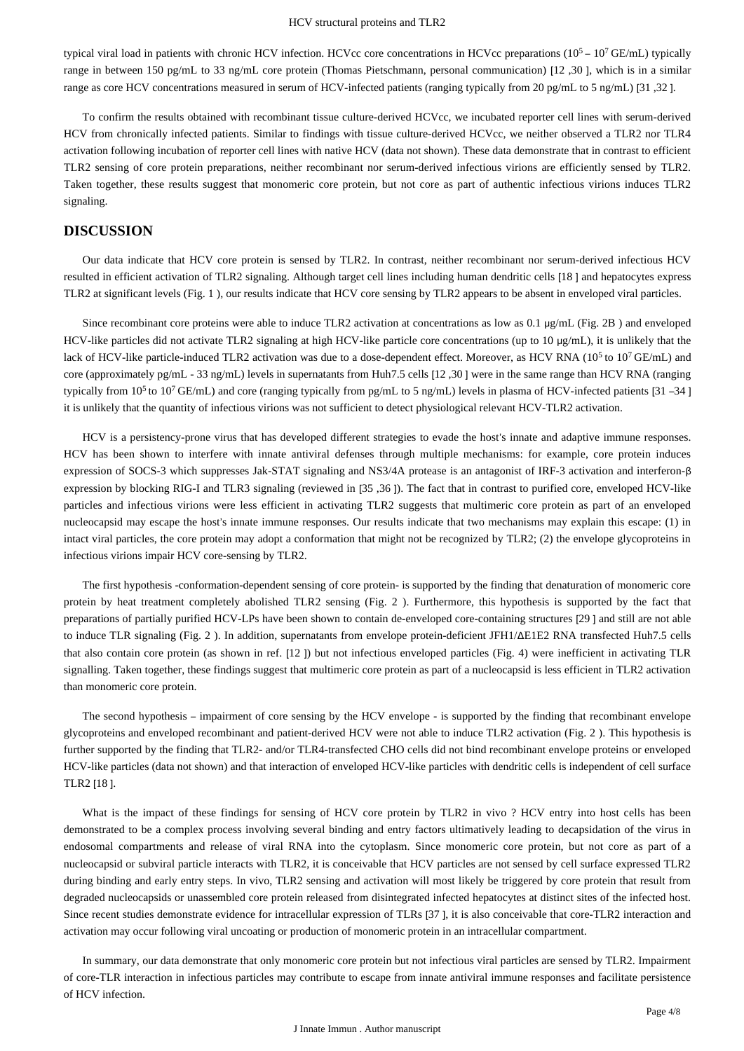typical viral load in patients with chronic HCV infection. HCVcc core concentrations in HCVcc preparations ($10^5$ – $10^7$ GE/mL) typically range in between 150 pg/mL to 33 ng/mL core protein (Thomas Pietschmann, personal communication) [12 ,30 ], which is in a similar range as core HCV concentrations measured in serum of HCV-infected patients (ranging typically from 20 pg/mL to 5 ng/mL) [31 ,32 ].

To confirm the results obtained with recombinant tissue culture-derived HCVcc, we incubated reporter cell lines with serum-derived HCV from chronically infected patients. Similar to findings with tissue culture-derived HCVcc, we neither observed a TLR2 nor TLR4 activation following incubation of reporter cell lines with native HCV (data not shown). These data demonstrate that in contrast to efficient TLR2 sensing of core protein preparations, neither recombinant nor serum-derived infectious virions are efficiently sensed by TLR2. Taken together, these results suggest that monomeric core protein, but not core as part of authentic infectious virions induces TLR2 signaling.

## DISCUSSION

Our data indicate that HCV core protein is sensed by TLR2. In contrast, neither recombinant nor serum-derived infectious HCV resulted in efficient activation of TLR2 signaling. Although target cell lines including human dendritic cells [18 ] and hepatocytes express TLR2 at significant levels (Fig. 1 ), our results indicate that HCV core sensing by TLR2 appears to be absent in enveloped viral particles.

Since recombinant core proteins were able to induce TLR2 activation at concentrations as low as 0.1 μg/mL (Fig. 2B ) and enveloped HCV-like particles did not activate TLR2 signaling at high HCV-like particle core concentrations (up to 10 μg/mL), it is unlikely that the lack of HCV-like particle-induced TLR2 activation was due to a dose-dependent effect. Moreover, as HCV RNA ($10^5$ to $10^7$ GE/mL) and core (approximately pg/mL - 33 ng/mL) levels in supernatants from Huh7.5 cells [12 ,30 ] were in the same range than HCV RNA (ranging typically from $10^5$ to $10^7$ GE/mL) and core (ranging typically from pg/mL to 5 ng/mL) levels in plasma of HCV-infected patients [31 –34 ] it is unlikely that the quantity of infectious virions was not sufficient to detect physiological relevant HCV-TLR2 activation.

HCV is a persistency-prone virus that has developed different strategies to evade the host's innate and adaptive immune responses. HCV has been shown to interfere with innate antiviral defenses through multiple mechanisms: for example, core protein induces expression of SOCS-3 which suppresses Jak-STAT signaling and NS3/4A protease is an antagonist of IRF-3 activation and interferon-β expression by blocking RIG-I and TLR3 signaling (reviewed in [35 ,36 ]). The fact that in contrast to purified core, enveloped HCV-like particles and infectious virions were less efficient in activating TLR2 suggests that multimeric core protein as part of an enveloped nucleocapsid may escape the host's innate immune responses. Our results indicate that two mechanisms may explain this escape: (1) in intact viral particles, the core protein may adopt a conformation that might not be recognized by TLR2; (2) the envelope glycoproteins in infectious virions impair HCV core-sensing by TLR2.

The first hypothesis -conformation-dependent sensing of core protein- is supported by the finding that denaturation of monomeric core protein by heat treatment completely abolished TLR2 sensing (Fig. 2 ). Furthermore, this hypothesis is supported by the fact that preparations of partially purified HCV-LPs have been shown to contain de-enveloped core-containing structures [29 ] and still are not able to induce TLR signaling (Fig. 2 ). In addition, supernatants from envelope protein-deficient JFH1/ΔE1E2 RNA transfected Huh7.5 cells that also contain core protein (as shown in ref. [12 ]) but not infectious enveloped particles (Fig. 4) were inefficient in activating TLR signalling. Taken together, these findings suggest that multimeric core protein as part of a nucleocapsid is less efficient in TLR2 activation than monomeric core protein.

The second hypothesis – impairment of core sensing by the HCV envelope - is supported by the finding that recombinant envelope glycoproteins and enveloped recombinant and patient-derived HCV were not able to induce TLR2 activation (Fig. 2 ). This hypothesis is further supported by the finding that TLR2- and/or TLR4-transfected CHO cells did not bind recombinant envelope proteins or enveloped HCV-like particles (data not shown) and that interaction of enveloped HCV-like particles with dendritic cells is independent of cell surface TLR2 [18 ].

What is the impact of these findings for sensing of HCV core protein by TLR2 in vivo ? HCV entry into host cells has been demonstrated to be a complex process involving several binding and entry factors ultimatively leading to decapsidation of the virus in endosomal compartments and release of viral RNA into the cytoplasm. Since monomeric core protein, but not core as part of a nucleocapsid or subviral particle interacts with TLR2, it is conceivable that HCV particles are not sensed by cell surface expressed TLR2 during binding and early entry steps. In vivo, TLR2 sensing and activation will most likely be triggered by core protein that result from degraded nucleocapsids or unassembled core protein released from disintegrated infected hepatocytes at distinct sites of the infected host. Since recent studies demonstrate evidence for intracellular expression of TLRs [37 ], it is also conceivable that core-TLR2 interaction and activation may occur following viral uncoating or production of monomeric protein in an intracellular compartment.

In summary, our data demonstrate that only monomeric core protein but not infectious viral particles are sensed by TLR2. Impairment of core-TLR interaction in infectious particles may contribute to escape from innate antiviral immune responses and facilitate persistence of HCV infection.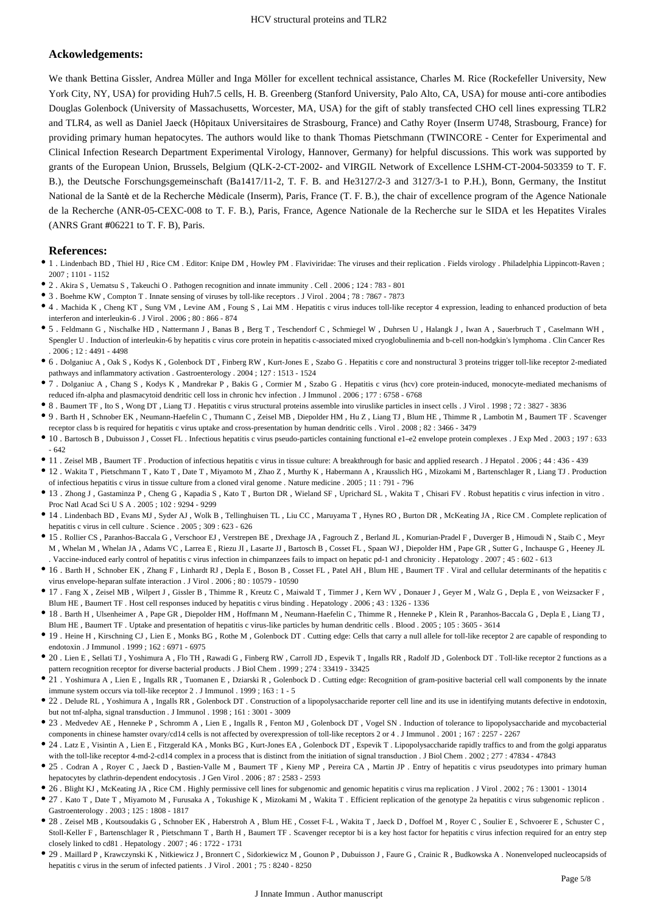## Ackowledgements:

We thank Bettina Gissler, Andrea Müller and Inga Möller for excellent technical assistance, Charles M. Rice (Rockefeller University, New York City, NY, USA) for providing Huh7.5 cells, H. B. Greenberg (Stanford University, Palo Alto, CA, USA) for mouse anti-core antibodies Douglas Golenbock (University of Massachusetts, Worcester, MA, USA) for the gift of stably transfected CHO cell lines expressing TLR2 and TLR4, as well as Daniel Jaeck (Hôpitaux Universitaires de Strasbourg, France) and Cathy Royer (Inserm U748, Strasbourg, France) for providing primary human hepatocytes. The authors would like to thank Thomas Pietschmann (TWINCORE - Center for Experimental and Clinical Infection Research Department Experimental Virology, Hannover, Germany) for helpful discussions. This work was supported by grants of the European Union, Brussels, Belgium (QLK-2-CT-2002- and VIRGIL Network of Excellence LSHM-CT-2004-503359 to T. F. B.), the Deutsche Forschungsgemeinschaft (Ba1417/11-2, T. F. B. and He3127/2-3 and 3127/3-1 to P.H.), Bonn, Germany, the Institut National de la Santè et de la Recherche Mèdicale (Inserm), Paris, France (T. F. B.), the chair of excellence program of the Agence Nationale de la Recherche (ANR-05-CEXC-008 to T. F. B.), Paris, France, Agence Nationale de la Recherche sur le SIDA et les Hepatites Virales (ANRS Grant #06221 to T. F. B), Paris.

## References:

- 1 . Lindenbach BD , Thiel HJ , Rice CM . Editor: Knipe DM , Howley PM . Flaviviridae: The viruses and their replication . Fields virology . Philadelphia Lippincott-Raven ; 2007 ; 1101 - 1152
- 2 . Akira S , Uematsu S , Takeuchi O . Pathogen recognition and innate immunity . Cell . 2006 ; 124 : 783 - 801
- 3 . Boehme KW , Compton T . Innate sensing of viruses by toll-like receptors . J Virol . 2004 ; 78 : 7867 - 7873
- 4 . Machida K , Cheng KT , Sung VM , Levine AM , Foung S , Lai MM . Hepatitis c virus induces toll-like receptor 4 expression, leading to enhanced production of beta interferon and interleukin-6 . J Virol . 2006 ; 80 : 866 - 874
- 5 . Feldmann G , Nischalke HD , Nattermann J , Banas B , Berg T , Teschendorf C , Schmiegel W , Duhrsen U , Halangk J , Iwan A , Sauerbruch T , Caselmann WH , Spengler U . Induction of interleukin-6 by hepatitis c virus core protein in hepatitis c-associated mixed cryoglobulinemia and b-cell non-hodgkin's lymphoma . Clin Cancer Res . 2006 ; 12 : 4491 - 4498
- 6 . Dolganiuc A , Oak S , Kodys K , Golenbock DT , Finberg RW , Kurt-Jones E , Szabo G . Hepatitis c core and nonstructural 3 proteins trigger toll-like receptor 2-mediated pathways and inflammatory activation . Gastroenterology . 2004 ; 127 : 1513 - 1524
- 7 . Dolganiuc A , Chang S , Kodys K , Mandrekar P , Bakis G , Cormier M , Szabo G . Hepatitis c virus (hcv) core protein-induced, monocyte-mediated mechanisms of reduced ifn-alpha and plasmacytoid dendritic cell loss in chronic hcv infection . J Immunol . 2006 ; 177 : 6758 - 6768
- 8 . Baumert TF , Ito S , Wong DT , Liang TJ . Hepatitis c virus structural proteins assemble into viruslike particles in insect cells . J Virol . 1998 ; 72 : 3827 - 3836
- 9 . Barth H , Schnober EK , Neumann-Haefelin C , Thumann C , Zeisel MB , Diepolder HM , Hu Z , Liang TJ , Blum HE , Thimme R , Lambotin M , Baumert TF . Scavenger receptor class b is required for hepatitis c virus uptake and cross-presentation by human dendritic cells . Virol . 2008 ; 82 : 3466 - 3479
- 10 . Bartosch B , Dubuisson J , Cosset FL . Infectious hepatitis c virus pseudo-particles containing functional e1–e2 envelope protein complexes . J Exp Med . 2003 ; 197 : 633 - 642
- 11 . Zeisel MB , Baumert TF . Production of infectious hepatitis c virus in tissue culture: A breakthrough for basic and applied research . J Hepatol . 2006 ; 44 : 436 - 439
- 12 . Wakita T , Pietschmann T , Kato T , Date T , Miyamoto M , Zhao Z , Murthy K , Habermann A , Krausslich HG , Mizokami M , Bartenschlager R , Liang TJ . Production of infectious hepatitis c virus in tissue culture from a cloned viral genome . Nature medicine . 2005 ; 11 : 791 - 796
- 13 . Zhong J , Gastaminza P , Cheng G , Kapadia S , Kato T , Burton DR , Wieland SF , Uprichard SL , Wakita T , Chisari FV . Robust hepatitis c virus infection in vitro . Proc Natl Acad Sci U S A . 2005 ; 102 : 9294 - 9299
- 14 . Lindenbach BD , Evans MJ , Syder AJ , Wolk B , Tellinghuisen TL , Liu CC , Maruyama T , Hynes RO , Burton DR , McKeating JA , Rice CM . Complete replication of hepatitis c virus in cell culture . Science . 2005 ; 309 : 623 - 626
- 15 . Rollier CS , Paranhos-Baccala G , Verschoor EJ , Verstrepen BE , Drexhage JA , Fagrouch Z , Berland JL , Komurian-Pradel F , Duverger B , Himoudi N , Staib C , Meyr M , Whelan M , Whelan JA , Adams VC , Larrea E , Riezu JI , Lasarte JJ , Bartosch B , Cosset FL , Spaan WJ , Diepolder HM , Pape GR , Sutter G , Inchauspe G , Heeney JL . Vaccine-induced early control of hepatitis c virus infection in chimpanzees fails to impact on hepatic pd-1 and chronicity . Hepatology . 2007 ; 45 : 602 - 613
- 16 . Barth H , Schnober EK , Zhang F , Linhardt RJ , Depla E , Boson B , Cosset FL , Patel AH , Blum HE , Baumert TF . Viral and cellular determinants of the hepatitis c virus envelope-heparan sulfate interaction . J Virol . 2006 ; 80 : 10579 - 10590
- 17 . Fang X , Zeisel MB , Wilpert J , Gissler B , Thimme R , Kreutz C , Maiwald T , Timmer J , Kern WV , Donauer J , Geyer M , Walz G , Depla E , von Weizsacker F , Blum HE , Baumert TF . Host cell responses induced by hepatitis c virus binding . Hepatology . 2006 ; 43 : 1326 - 1336
- 18 . Barth H , Ulsenheimer A , Pape GR , Diepolder HM , Hoffmann M , Neumann-Haefelin C , Thimme R , Henneke P , Klein R , Paranhos-Baccala G , Depla E , Liang TJ , Blum HE , Baumert TF . Uptake and presentation of hepatitis c virus-like particles by human dendritic cells . Blood . 2005 ; 105 : 3605 - 3614
- 19 . Heine H , Kirschning CJ , Lien E , Monks BG , Rothe M , Golenbock DT . Cutting edge: Cells that carry a null allele for toll-like receptor 2 are capable of responding to endotoxin . J Immunol . 1999 ; 162 : 6971 - 6975
- 20 . Lien E , Sellati TJ , Yoshimura A , Flo TH , Rawadi G , Finberg RW , Carroll JD , Espevik T , Ingalls RR , Radolf JD , Golenbock DT . Toll-like receptor 2 functions as a pattern recognition receptor for diverse bacterial products . J Biol Chem . 1999 ; 274 : 33419 - 33425
- 21 . Yoshimura A , Lien E , Ingalls RR , Tuomanen E , Dziarski R , Golenbock D . Cutting edge: Recognition of gram-positive bacterial cell wall components by the innate immune system occurs via toll-like receptor 2 . J Immunol . 1999 ; 163 : 1 - 5
- 22 . Delude RL , Yoshimura A , Ingalls RR , Golenbock DT . Construction of a lipopolysaccharide reporter cell line and its use in identifying mutants defective in endotoxin, but not tnf-alpha, signal transduction . J Immunol . 1998 ; 161 : 3001 - 3009
- 23 . Medvedev AE , Henneke P , Schromm A , Lien E , Ingalls R , Fenton MJ , Golenbock DT , Vogel SN . Induction of tolerance to lipopolysaccharide and mycobacterial components in chinese hamster ovary/cd14 cells is not affected by overexpression of toll-like receptors 2 or 4 . J Immunol . 2001 ; 167 : 2257 - 2267
- 24 . Latz E , Visintin A , Lien E , Fitzgerald KA , Monks BG , Kurt-Jones EA , Golenbock DT , Espevik T . Lipopolysaccharide rapidly traffics to and from the golgi apparatus with the toll-like receptor 4-md-2-cd14 complex in a process that is distinct from the initiation of signal transduction . J Biol Chem . 2002 ; 277 : 47834 - 47843
- 25 . Codran A , Royer C , Jaeck D , Bastien-Valle M , Baumert TF , Kieny MP , Pereira CA , Martin JP . Entry of hepatitis c virus pseudotypes into primary human hepatocytes by clathrin-dependent endocytosis . J Gen Virol . 2006 ; 87 : 2583 - 2593
- 26 . Blight KJ , McKeating JA , Rice CM . Highly permissive cell lines for subgenomic and genomic hepatitis c virus rna replication . J Virol . 2002 ; 76 : 13001 - 13014
- 27 . Kato T , Date T , Miyamoto M , Furusaka A , Tokushige K , Mizokami M , Wakita T . Efficient replication of the genotype 2a hepatitis c virus subgenomic replicon . Gastroenterology . 2003 ; 125 : 1808 - 1817
- 28 . Zeisel MB , Koutsoudakis G , Schnober EK , Haberstroh A , Blum HE , Cosset F-L , Wakita T , Jaeck D , Doffoel M , Royer C , Soulier E , Schvoerer E , Schuster C , Stoll-Keller F , Bartenschlager R , Pietschmann T , Barth H , Baumert TF . Scavenger receptor bi is a key host factor for hepatitis c virus infection required for an entry step closely linked to cd81 . Hepatology . 2007 ; 46 : 1722 - 1731
- 29 . Maillard P , Krawczynski K , Nitkiewicz J , Bronnert C , Sidorkiewicz M , Gounon P , Dubuisson J , Faure G , Crainic R , Budkowska A . Nonenveloped nucleocapsids of hepatitis c virus in the serum of infected patients . J Virol . 2001 ; 75 : 8240 - 8250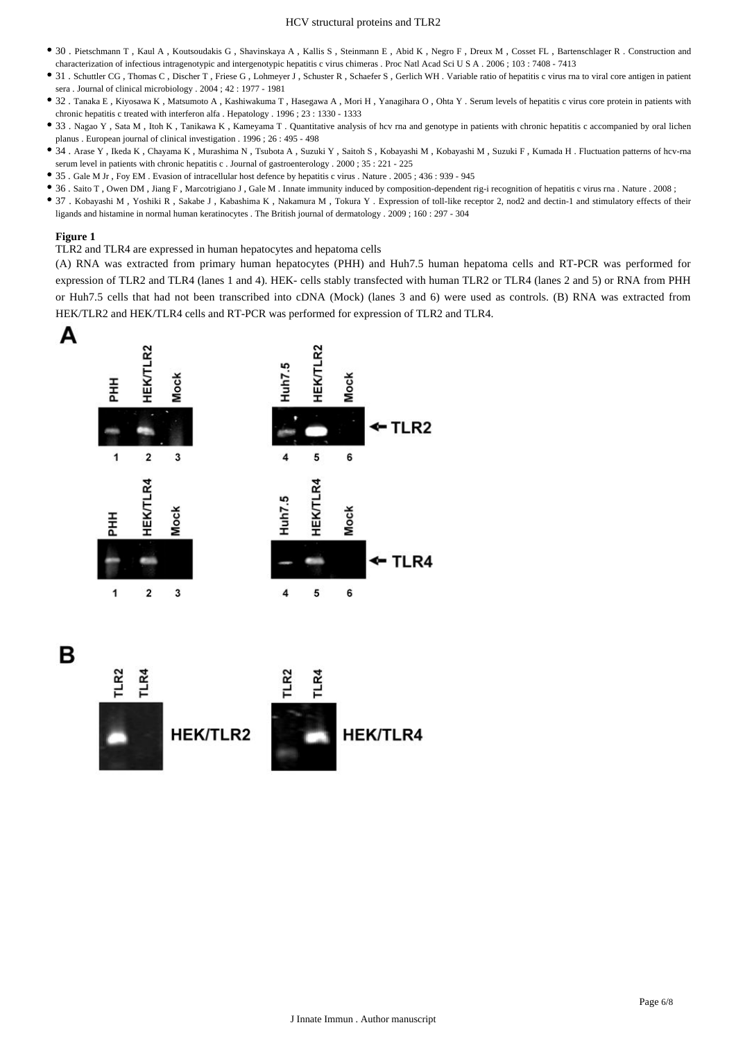- 30 . Pietschmann T , Kaul A , Koutsoudakis G , Shavinskaya A , Kallis S , Steinmann E , Abid K , Negro F , Dreux M , Cosset FL , Bartenschlager R . Construction and characterization of infectious intragenotypic and intergenotypic hepatitis c virus chimeras . Proc Natl Acad Sci U S A . 2006 ; 103 : 7408 - 7413
- 31 . Schuttler CG , Thomas C , Discher T , Friese G , Lohmeyer J , Schuster R , Schaefer S , Gerlich WH . Variable ratio of hepatitis c virus rna to viral core antigen in patient sera . Journal of clinical microbiology . 2004 ; 42 : 1977 - 1981
- 32 . Tanaka E , Kiyosawa K , Matsumoto A , Kashiwakuma T , Hasegawa A , Mori H , Yanagihara O , Ohta Y . Serum levels of hepatitis c virus core protein in patients with chronic hepatitis c treated with interferon alfa . Hepatology . 1996 ; 23 : 1330 - 1333
- 33 . Nagao Y , Sata M , Itoh K , Tanikawa K , Kameyama T . Quantitative analysis of hcv rna and genotype in patients with chronic hepatitis c accompanied by oral lichen planus . European journal of clinical investigation . 1996 ; 26 : 495 - 498
- 34 . Arase Y , Ikeda K , Chayama K , Murashima N , Tsubota A , Suzuki Y , Saitoh S , Kobayashi M , Kobayashi M , Suzuki F , Kumada H . Fluctuation patterns of hcv-rna serum level in patients with chronic hepatitis c . Journal of gastroenterology . 2000 ; 35 : 221 - 225
- 35 . Gale M Jr , Foy EM . Evasion of intracellular host defence by hepatitis c virus . Nature . 2005 ; 436 : 939 - 945
- 36 . Saito T , Owen DM , Jiang F , Marcotrigiano J , Gale M . Innate immunity induced by composition-dependent rig-i recognition of hepatitis c virus rna . Nature . 2008 ;
- 37 . Kobayashi M , Yoshiki R , Sakabe J , Kabashima K , Nakamura M , Tokura Y . Expression of toll-like receptor 2, nod2 and dectin-1 and stimulatory effects of their ligands and histamine in normal human keratinocytes . The British journal of dermatology . 2009 ; 160 : 297 - 304

**Figure 1**

TLR2 and TLR4 are expressed in human hepatocytes and hepatoma cells

(A) RNA was extracted from primary human hepatocytes (PHH) and Huh7.5 human hepatoma cells and RT-PCR was performed for expression of TLR2 and TLR4 (lanes 1 and 4). HEK- cells stably transfected with human TLR2 or TLR4 (lanes 2 and 5) or RNA from PHH or Huh7.5 cells that had not been transcribed into cDNA (Mock) (lanes 3 and 6) were used as controls. (B) RNA was extracted from HEK/TLR2 and HEK/TLR4 cells and RT-PCR was performed for expression of TLR2 and TLR4.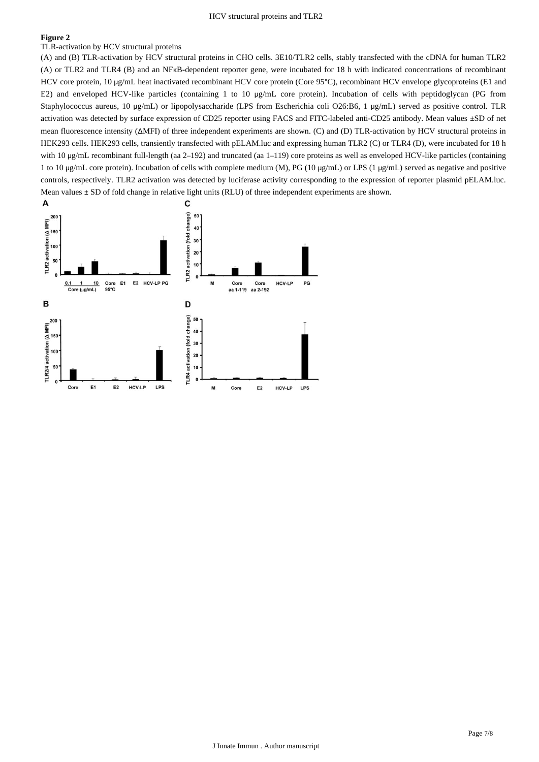**Figure 2**

TLR-activation by HCV structural proteins

(A) and (B) TLR-activation by HCV structural proteins in CHO cells. 3E10/TLR2 cells, stably transfected with the cDNA for human TLR2 (A) or TLR2 and TLR4 (B) and an NFκB-dependent reporter gene, were incubated for 18 h with indicated concentrations of recombinant HCV core protein, 10 μg/mL heat inactivated recombinant HCV core protein (Core 95°C), recombinant HCV envelope glycoproteins (E1 and E2) and enveloped HCV-like particles (containing 1 to 10 μg/mL core protein). Incubation of cells with peptidoglycan (PG from Staphylococcus aureus, 10 μg/mL) or lipopolysaccharide (LPS from Escherichia coli O26:B6, 1 μg/mL) served as positive control. TLR activation was detected by surface expression of CD25 reporter using FACS and FITC-labeled anti-CD25 antibody. Mean values ±SD of net mean fluorescence intensity (ΔMFI) of three independent experiments are shown. (C) and (D) TLR-activation by HCV structural proteins in HEK293 cells. HEK293 cells, transiently transfected with pELAM.luc and expressing human TLR2 (C) or TLR4 (D), were incubated for 18 h with 10 μg/mL recombinant full-length (aa 2–192) and truncated (aa 1–119) core proteins as well as enveloped HCV-like particles (containing 1 to 10 μg/mL core protein). Incubation of cells with complete medium (M), PG (10 μg/mL) or LPS (1 μg/mL) served as negative and positive controls, respectively. TLR2 activation was detected by luciferase activity corresponding to the expression of reporter plasmid pELAM.luc. Mean values ± SD of fold change in relative light units (RLU) of three independent experiments are shown.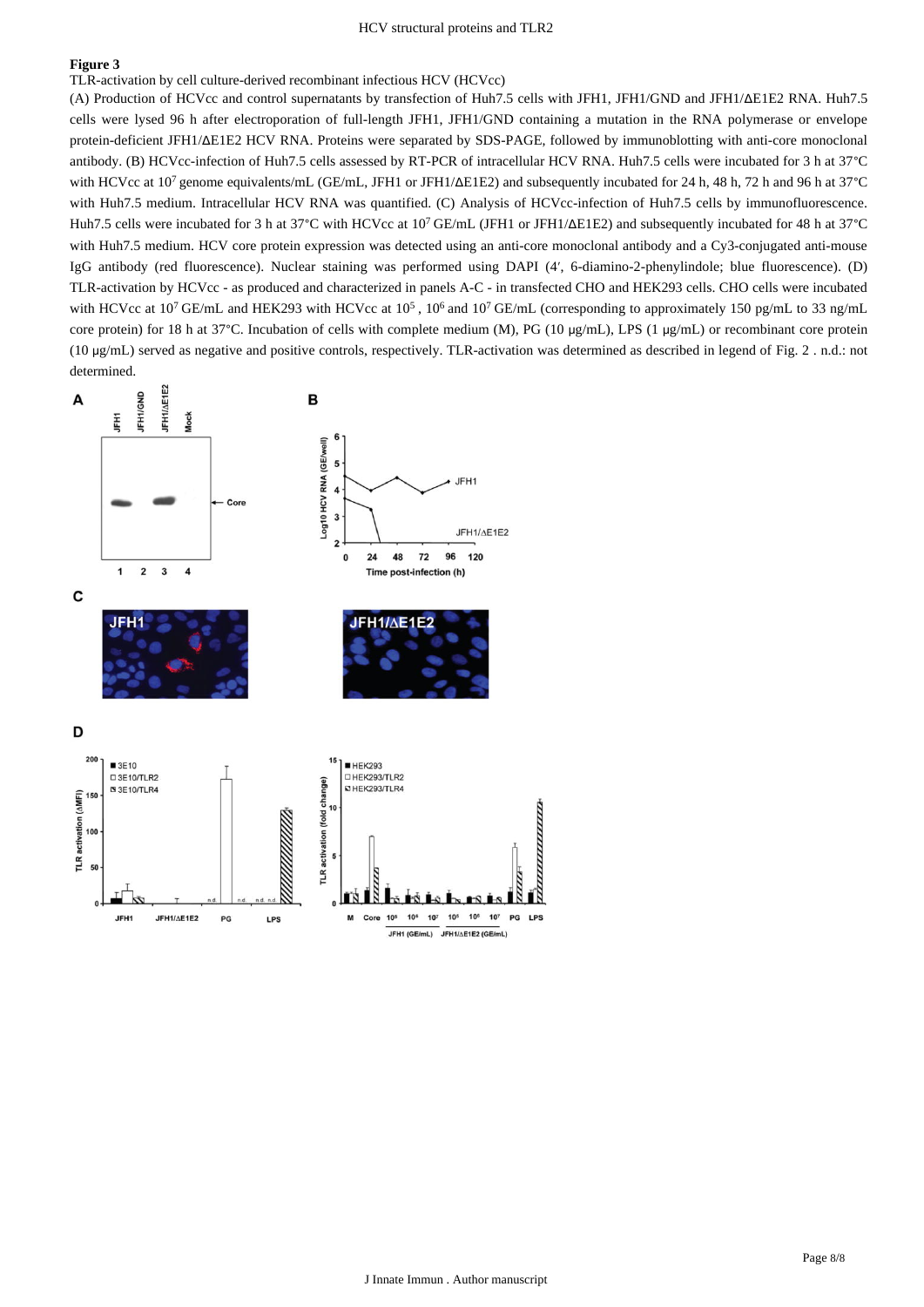**Figure 3**

TLR-activation by cell culture-derived recombinant infectious HCV (HCVcc)

(A) Production of HCVcc and control supernatants by transfection of Huh7.5 cells with JFH1, JFH1/GND and JFH1/ΔE1E2 RNA. Huh7.5 cells were lysed 96 h after electroporation of full-length JFH1, JFH1/GND containing a mutation in the RNA polymerase or envelope protein-deficient JFH1/ΔE1E2 HCV RNA. Proteins were separated by SDS-PAGE, followed by immunoblotting with anti-core monoclonal antibody. (B) HCVcc-infection of Huh7.5 cells assessed by RT-PCR of intracellular HCV RNA. Huh7.5 cells were incubated for 3 h at 37°C with HCVcc at $10^7$ genome equivalents/mL (GE/mL, JFH1 or JFH1/ΔE1E2) and subsequently incubated for 24 h, 48 h, 72 h and 96 h at 37°C with Huh7.5 medium. Intracellular HCV RNA was quantified. (C) Analysis of HCVcc-infection of Huh7.5 cells by immunofluorescence. Huh7.5 cells were incubated for 3 h at 37°C with HCVcc at $10^7$ GE/mL (JFH1 or JFH1/ΔE1E2) and subsequently incubated for 48 h at 37°C with Huh7.5 medium. HCV core protein expression was detected using an anti-core monoclonal antibody and a Cy3-conjugated anti-mouse IgG antibody (red fluorescence). Nuclear staining was performed using DAPI (4′, 6-diamino-2-phenylindole; blue fluorescence). (D) TLR-activation by HCVcc - as produced and characterized in panels A-C - in transfected CHO and HEK293 cells. CHO cells were incubated with HCVcc at $10^7$ GE/mL and HEK293 with HCVcc at $10^5$, $10^6$ and $10^7$ GE/mL (corresponding to approximately 150 pg/mL to 33 ng/mL core protein) for 18 h at 37°C. Incubation of cells with complete medium (M), PG (10 μg/mL), LPS (1 μg/mL) or recombinant core protein (10 μg/mL) served as negative and positive controls, respectively. TLR-activation was determined as described in legend of Fig. 2 . n.d.: not determined.

A

JFH1
JFH1/GND
JFH1/ΔE1E2
Mock
Core
1 2 3 4

B

Log10 HCV RNA (GE/well)
6
5
4
3
2
JFH1
JFH1/ΔE1E2
0 24 48 72 96 120
Time post-infection (h)

C

JFH1
JFH1/ΔE1E2

D

200
150
100
50
0
TLR activation (ΔMFI)
3E10
3E10/TLR2
3E10/TLR4
n.d.
n.d.
n.d. n.d.
JFH1
JFH1/ΔE1E2
PG
LPS

15
10
5
0
TLR activation (fold change)
HEK293
HEK293/TLR2
HEK293/TLR4
M Core $10^5$ $10^6$ $10^7$ $10^5$ $10^6$ $10^7$ PG LPS
JFH1 (GE/mL) JFH1/ΔE1E2 (GE/mL)